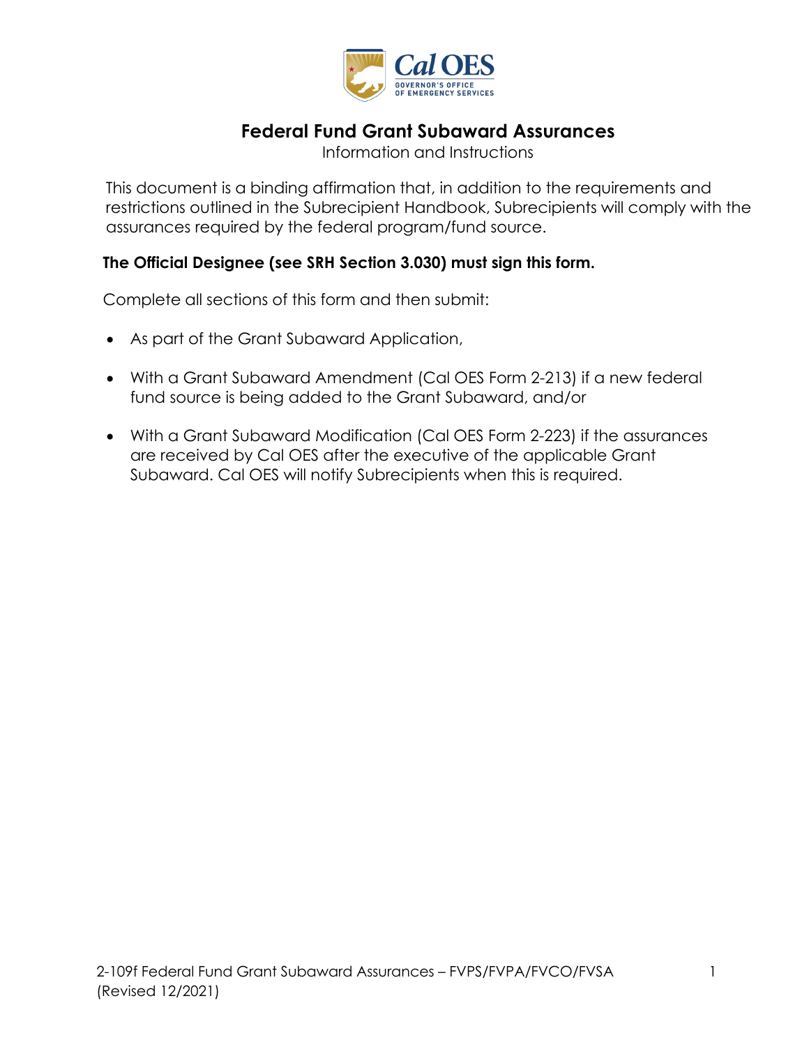# Federal Fund Grant Subaward Assurances

Information and Instructions

This document is a binding affirmation that, in addition to the requirements and restrictions outlined in the Subrecipient Handbook, Subrecipients will comply with the assurances required by the federal program/fund source.

**The Official Designee (see SRH Section 3.030) must sign this form.**

Complete all sections of this form and then submit:

- As part of the Grant Subaward Application,
- With a Grant Subaward Amendment (Cal OES Form 2-213) if a new federal fund source is being added to the Grant Subaward, and/or
- With a Grant Subaward Modification (Cal OES Form 2-223) if the assurances are received by Cal OES after the executive of the applicable Grant Subaward. Cal OES will notify Subrecipients when this is required.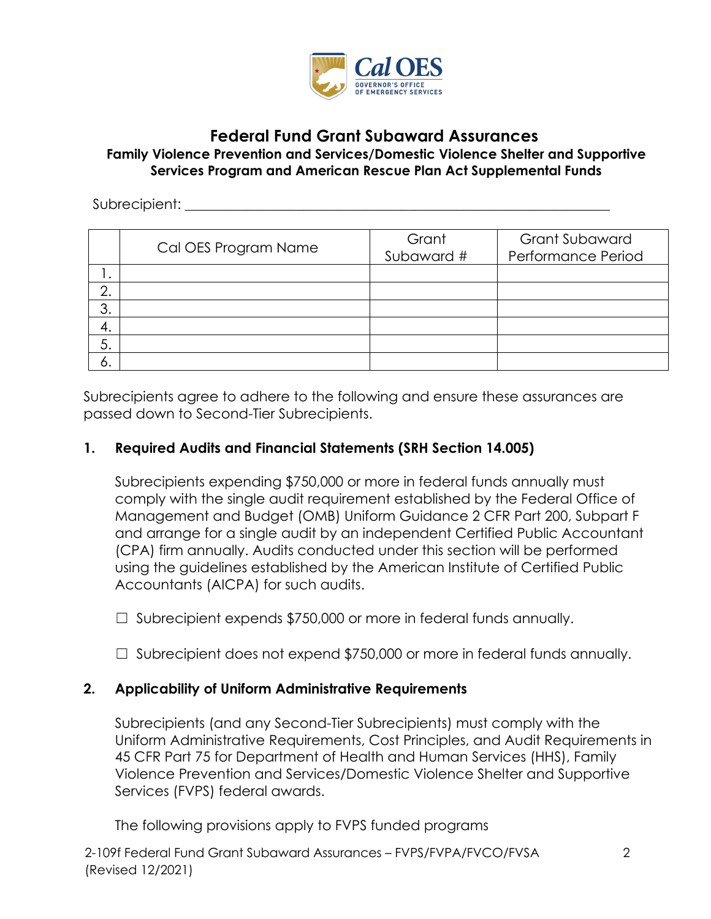# Federal Fund Grant Subaward Assurances

## Family Violence Prevention and Services/Domestic Violence Shelter and Supportive Services Program and American Rescue Plan Act Supplemental Funds

Subrecipient: ___________________________________________________________

| | Cal OES Program Name | Grant Subaward # | Grant Subaward Performance Period |
|---|---|---|---|
| 1. | | | |
| 2. | | | |
| 3. | | | |
| 4. | | | |
| 5. | | | |
| 6. | | | |

Subrecipients agree to adhere to the following and ensure these assurances are passed down to Second-Tier Subrecipients.

### 1. Required Audits and Financial Statements (SRH Section 14.005)

Subrecipients expending $750,000 or more in federal funds annually must comply with the single audit requirement established by the Federal Office of Management and Budget (OMB) Uniform Guidance 2 CFR Part 200, Subpart F and arrange for a single audit by an independent Certified Public Accountant (CPA) firm annually. Audits conducted under this section will be performed using the guidelines established by the American Institute of Certified Public Accountants (AICPA) for such audits.

☐ Subrecipient expends $750,000 or more in federal funds annually.

☐ Subrecipient does not expend $750,000 or more in federal funds annually.

### 2. Applicability of Uniform Administrative Requirements

Subrecipients (and any Second-Tier Subrecipients) must comply with the Uniform Administrative Requirements, Cost Principles, and Audit Requirements in 45 CFR Part 75 for Department of Health and Human Services (HHS), Family Violence Prevention and Services/Domestic Violence Shelter and Supportive Services (FVPS) federal awards.

The following provisions apply to FVPS funded programs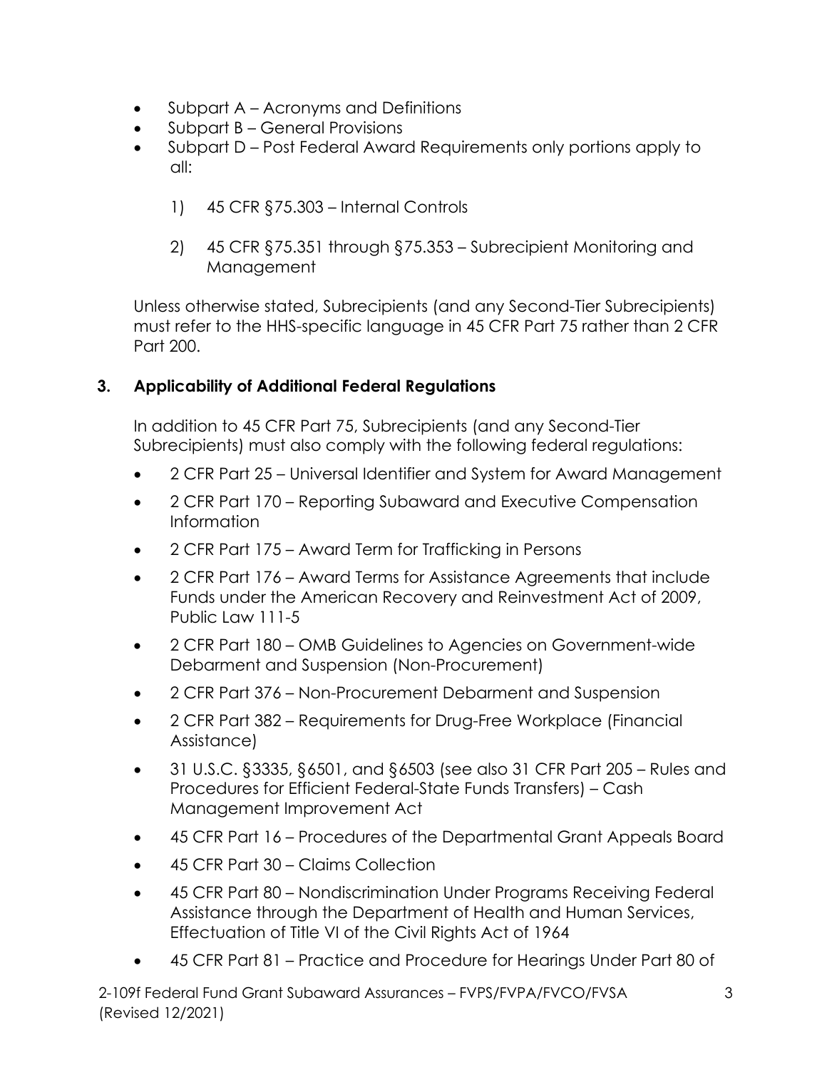- Subpart A – Acronyms and Definitions
- Subpart B – General Provisions
- Subpart D – Post Federal Award Requirements only portions apply to all:

    1) 45 CFR §75.303 – Internal Controls

    2) 45 CFR §75.351 through §75.353 – Subrecipient Monitoring and Management

Unless otherwise stated, Subrecipients (and any Second-Tier Subrecipients) must refer to the HHS-specific language in 45 CFR Part 75 rather than 2 CFR Part 200.

### 3. Applicability of Additional Federal Regulations

In addition to 45 CFR Part 75, Subrecipients (and any Second-Tier Subrecipients) must also comply with the following federal regulations:

- 2 CFR Part 25 – Universal Identifier and System for Award Management
- 2 CFR Part 170 – Reporting Subaward and Executive Compensation Information
- 2 CFR Part 175 – Award Term for Trafficking in Persons
- 2 CFR Part 176 – Award Terms for Assistance Agreements that include Funds under the American Recovery and Reinvestment Act of 2009, Public Law 111-5
- 2 CFR Part 180 – OMB Guidelines to Agencies on Government-wide Debarment and Suspension (Non-Procurement)
- 2 CFR Part 376 – Non-Procurement Debarment and Suspension
- 2 CFR Part 382 – Requirements for Drug-Free Workplace (Financial Assistance)
- 31 U.S.C. §3335, §6501, and §6503 (see also 31 CFR Part 205 – Rules and Procedures for Efficient Federal-State Funds Transfers) – Cash Management Improvement Act
- 45 CFR Part 16 – Procedures of the Departmental Grant Appeals Board
- 45 CFR Part 30 – Claims Collection
- 45 CFR Part 80 – Nondiscrimination Under Programs Receiving Federal Assistance through the Department of Health and Human Services, Effectuation of Title VI of the Civil Rights Act of 1964
- 45 CFR Part 81 – Practice and Procedure for Hearings Under Part 80 of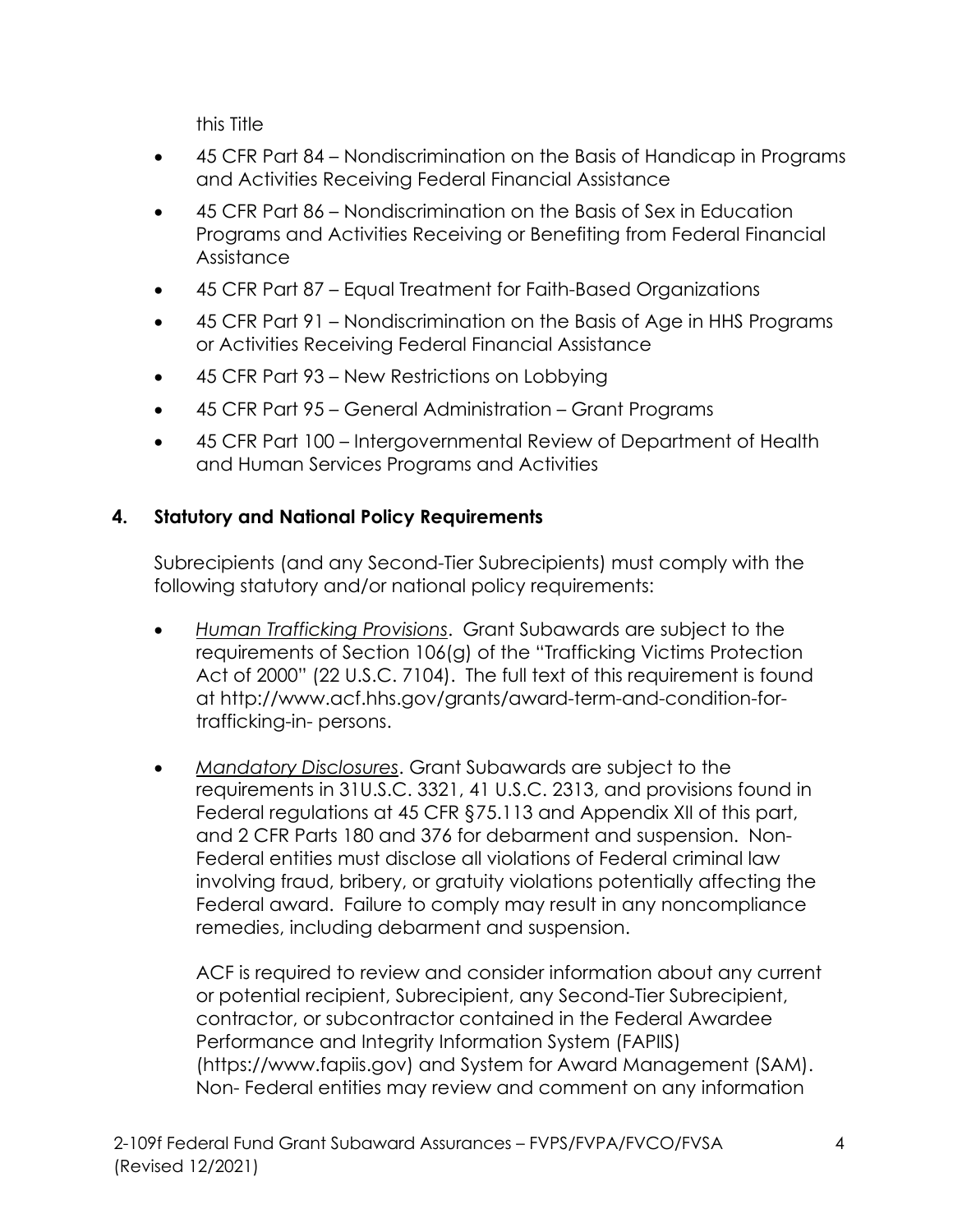this Title

- 45 CFR Part 84 – Nondiscrimination on the Basis of Handicap in Programs and Activities Receiving Federal Financial Assistance
- 45 CFR Part 86 – Nondiscrimination on the Basis of Sex in Education Programs and Activities Receiving or Benefiting from Federal Financial Assistance
- 45 CFR Part 87 – Equal Treatment for Faith-Based Organizations
- 45 CFR Part 91 – Nondiscrimination on the Basis of Age in HHS Programs or Activities Receiving Federal Financial Assistance
- 45 CFR Part 93 – New Restrictions on Lobbying
- 45 CFR Part 95 – General Administration – Grant Programs
- 45 CFR Part 100 – Intergovernmental Review of Department of Health and Human Services Programs and Activities

## 4. Statutory and National Policy Requirements

Subrecipients (and any Second-Tier Subrecipients) must comply with the following statutory and/or national policy requirements:

- *Human Trafficking Provisions*. Grant Subawards are subject to the requirements of Section 106(g) of the "Trafficking Victims Protection Act of 2000" (22 U.S.C. 7104). The full text of this requirement is found at http://www.acf.hhs.gov/grants/award-term-and-condition-for-trafficking-in- persons.

- *Mandatory Disclosures*. Grant Subawards are subject to the requirements in 31U.S.C. 3321, 41 U.S.C. 2313, and provisions found in Federal regulations at 45 CFR §75.113 and Appendix XII of this part, and 2 CFR Parts 180 and 376 for debarment and suspension. Non-Federal entities must disclose all violations of Federal criminal law involving fraud, bribery, or gratuity violations potentially affecting the Federal award. Failure to comply may result in any noncompliance remedies, including debarment and suspension.

  ACF is required to review and consider information about any current or potential recipient, Subrecipient, any Second-Tier Subrecipient, contractor, or subcontractor contained in the Federal Awardee Performance and Integrity Information System (FAPIIS) (https://www.fapiis.gov) and System for Award Management (SAM). Non- Federal entities may review and comment on any information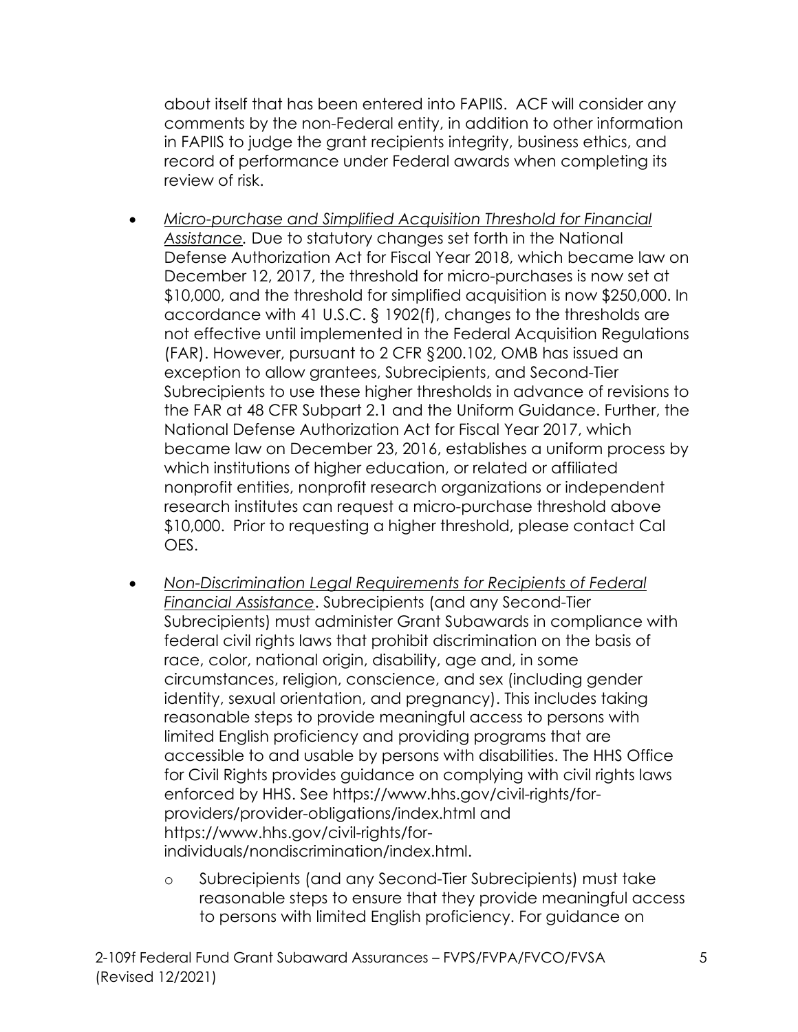about itself that has been entered into FAPIIS. ACF will consider any comments by the non-Federal entity, in addition to other information in FAPIIS to judge the grant recipients integrity, business ethics, and record of performance under Federal awards when completing its review of risk.

- *Micro-purchase and Simplified Acquisition Threshold for Financial Assistance.* Due to statutory changes set forth in the National Defense Authorization Act for Fiscal Year 2018, which became law on December 12, 2017, the threshold for micro-purchases is now set at $10,000, and the threshold for simplified acquisition is now $250,000. In accordance with 41 U.S.C. § 1902(f), changes to the thresholds are not effective until implemented in the Federal Acquisition Regulations (FAR). However, pursuant to 2 CFR §200.102, OMB has issued an exception to allow grantees, Subrecipients, and Second-Tier Subrecipients to use these higher thresholds in advance of revisions to the FAR at 48 CFR Subpart 2.1 and the Uniform Guidance. Further, the National Defense Authorization Act for Fiscal Year 2017, which became law on December 23, 2016, establishes a uniform process by which institutions of higher education, or related or affiliated nonprofit entities, nonprofit research organizations or independent research institutes can request a micro-purchase threshold above $10,000. Prior to requesting a higher threshold, please contact Cal OES.

- *Non-Discrimination Legal Requirements for Recipients of Federal Financial Assistance*. Subrecipients (and any Second-Tier Subrecipients) must administer Grant Subawards in compliance with federal civil rights laws that prohibit discrimination on the basis of race, color, national origin, disability, age and, in some circumstances, religion, conscience, and sex (including gender identity, sexual orientation, and pregnancy). This includes taking reasonable steps to provide meaningful access to persons with limited English proficiency and providing programs that are accessible to and usable by persons with disabilities. The HHS Office for Civil Rights provides guidance on complying with civil rights laws enforced by HHS. See https://www.hhs.gov/civil-rights/for-providers/provider-obligations/index.html and https://www.hhs.gov/civil-rights/for-individuals/nondiscrimination/index.html.
  - Subrecipients (and any Second-Tier Subrecipients) must take reasonable steps to ensure that they provide meaningful access to persons with limited English proficiency. For guidance on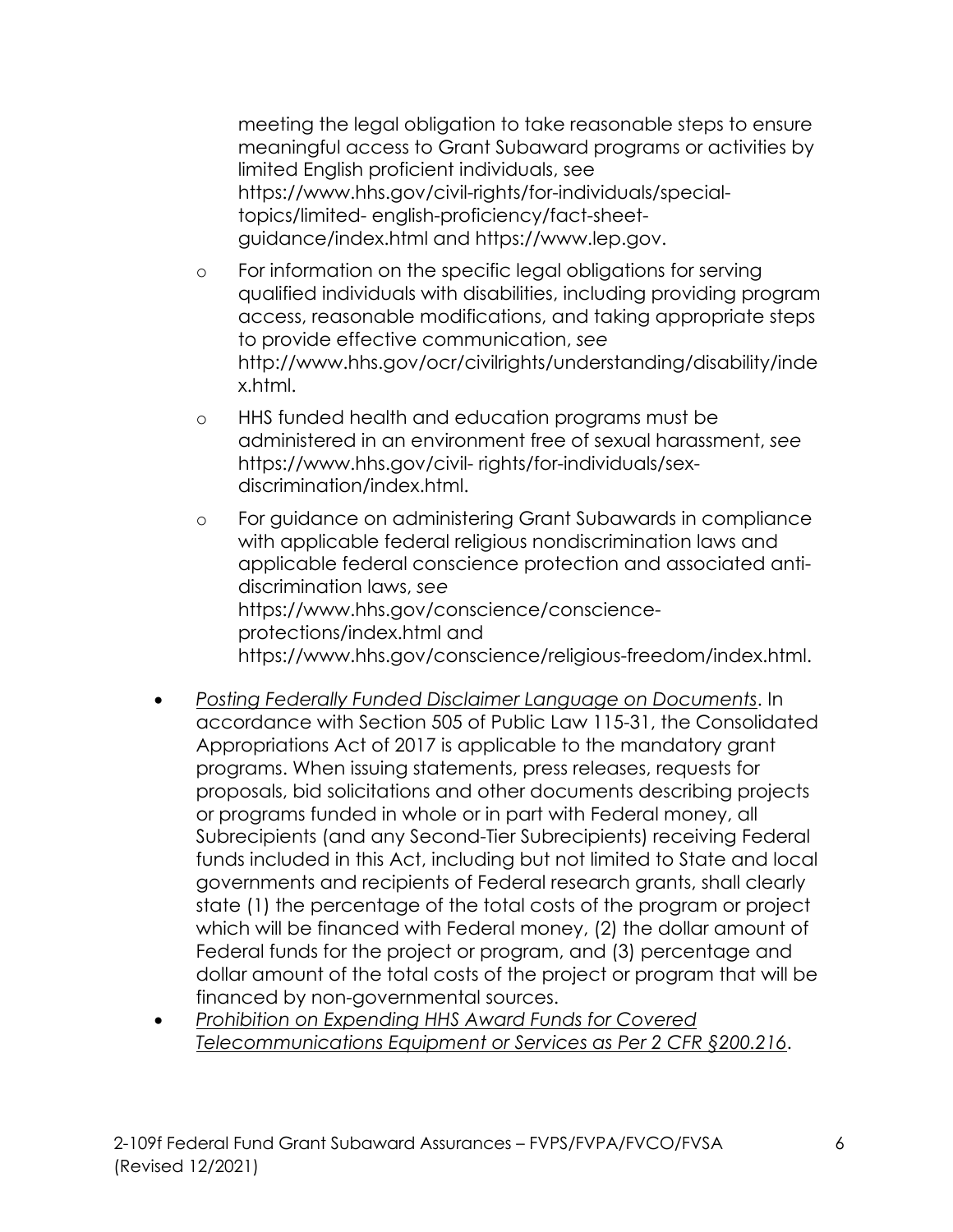meeting the legal obligation to take reasonable steps to ensure meaningful access to Grant Subaward programs or activities by limited English proficient individuals, see https://www.hhs.gov/civil-rights/for-individuals/special-topics/limited- english-proficiency/fact-sheet-guidance/index.html and https://www.lep.gov.

  - For information on the specific legal obligations for serving qualified individuals with disabilities, including providing program access, reasonable modifications, and taking appropriate steps to provide effective communication, *see* http://www.hhs.gov/ocr/civilrights/understanding/disability/index.html.
  - HHS funded health and education programs must be administered in an environment free of sexual harassment, *see* https://www.hhs.gov/civil- rights/for-individuals/sex-discrimination/index.html.
  - For guidance on administering Grant Subawards in compliance with applicable federal religious nondiscrimination laws and applicable federal conscience protection and associated anti-discrimination laws, *see* https://www.hhs.gov/conscience/conscience-protections/index.html and https://www.hhs.gov/conscience/religious-freedom/index.html.

- *Posting Federally Funded Disclaimer Language on Documents*. In accordance with Section 505 of Public Law 115-31, the Consolidated Appropriations Act of 2017 is applicable to the mandatory grant programs. When issuing statements, press releases, requests for proposals, bid solicitations and other documents describing projects or programs funded in whole or in part with Federal money, all Subrecipients (and any Second-Tier Subrecipients) receiving Federal funds included in this Act, including but not limited to State and local governments and recipients of Federal research grants, shall clearly state (1) the percentage of the total costs of the program or project which will be financed with Federal money, (2) the dollar amount of Federal funds for the project or program, and (3) percentage and dollar amount of the total costs of the project or program that will be financed by non-governmental sources.
- *Prohibition on Expending HHS Award Funds for Covered Telecommunications Equipment or Services as Per 2 CFR §200.216*.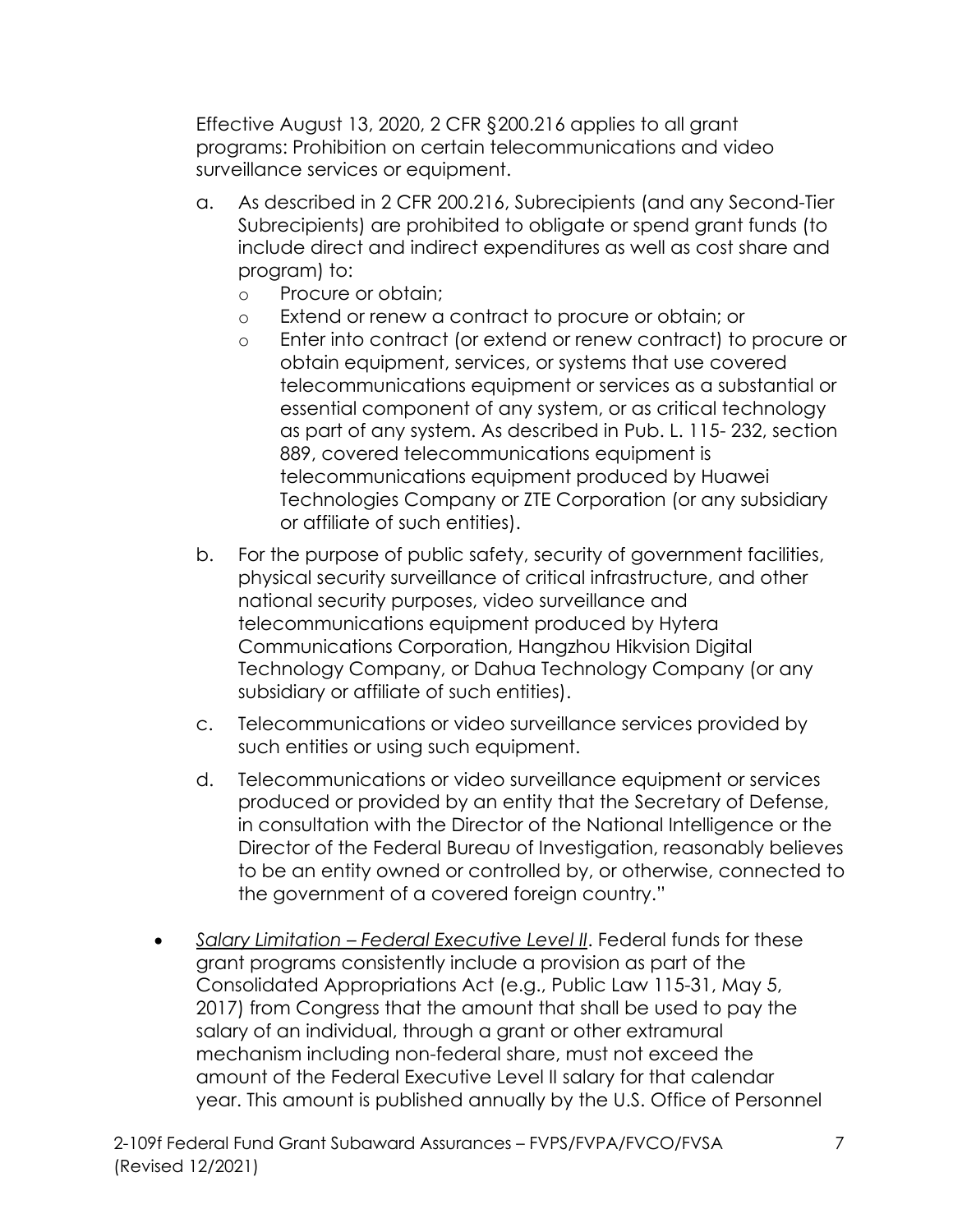Effective August 13, 2020, 2 CFR §200.216 applies to all grant programs: Prohibition on certain telecommunications and video surveillance services or equipment.

a. As described in 2 CFR 200.216, Subrecipients (and any Second-Tier Subrecipients) are prohibited to obligate or spend grant funds (to include direct and indirect expenditures as well as cost share and program) to:
   - Procure or obtain;
   - Extend or renew a contract to procure or obtain; or
   - Enter into contract (or extend or renew contract) to procure or obtain equipment, services, or systems that use covered telecommunications equipment or services as a substantial or essential component of any system, or as critical technology as part of any system. As described in Pub. L. 115- 232, section 889, covered telecommunications equipment is telecommunications equipment produced by Huawei Technologies Company or ZTE Corporation (or any subsidiary or affiliate of such entities).

b. For the purpose of public safety, security of government facilities, physical security surveillance of critical infrastructure, and other national security purposes, video surveillance and telecommunications equipment produced by Hytera Communications Corporation, Hangzhou Hikvision Digital Technology Company, or Dahua Technology Company (or any subsidiary or affiliate of such entities).

c. Telecommunications or video surveillance services provided by such entities or using such equipment.

d. Telecommunications or video surveillance equipment or services produced or provided by an entity that the Secretary of Defense, in consultation with the Director of the National Intelligence or the Director of the Federal Bureau of Investigation, reasonably believes to be an entity owned or controlled by, or otherwise, connected to the government of a covered foreign country."

- *Salary Limitation – Federal Executive Level II*. Federal funds for these grant programs consistently include a provision as part of the Consolidated Appropriations Act (e.g., Public Law 115-31, May 5, 2017) from Congress that the amount that shall be used to pay the salary of an individual, through a grant or other extramural mechanism including non-federal share, must not exceed the amount of the Federal Executive Level II salary for that calendar year. This amount is published annually by the U.S. Office of Personnel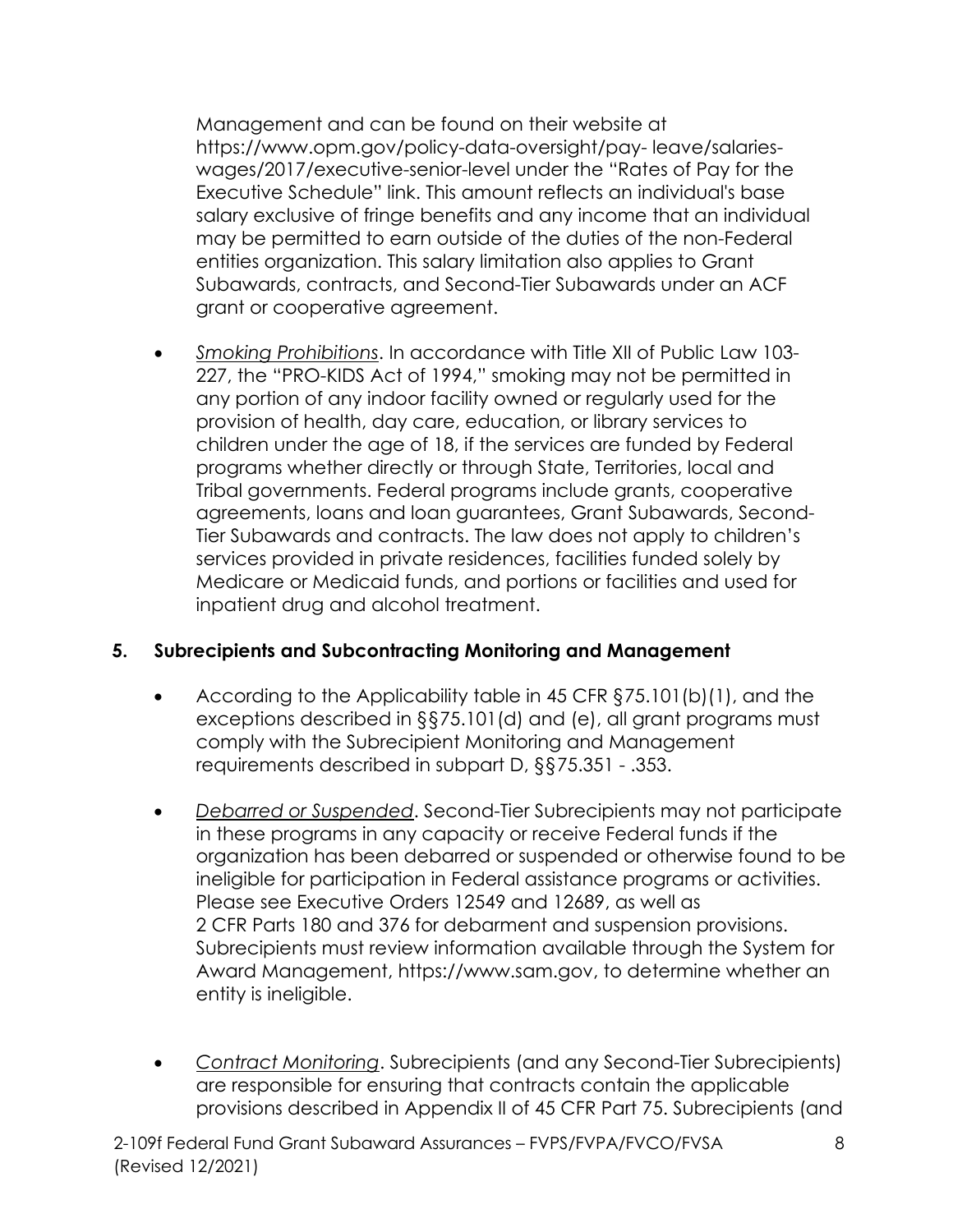Management and can be found on their website at https://www.opm.gov/policy-data-oversight/pay- leave/salaries-wages/2017/executive-senior-level under the "Rates of Pay for the Executive Schedule" link. This amount reflects an individual's base salary exclusive of fringe benefits and any income that an individual may be permitted to earn outside of the duties of the non-Federal entities organization. This salary limitation also applies to Grant Subawards, contracts, and Second-Tier Subawards under an ACF grant or cooperative agreement.

- *Smoking Prohibitions*. In accordance with Title XII of Public Law 103-227, the "PRO-KIDS Act of 1994," smoking may not be permitted in any portion of any indoor facility owned or regularly used for the provision of health, day care, education, or library services to children under the age of 18, if the services are funded by Federal programs whether directly or through State, Territories, local and Tribal governments. Federal programs include grants, cooperative agreements, loans and loan guarantees, Grant Subawards, Second-Tier Subawards and contracts. The law does not apply to children's services provided in private residences, facilities funded solely by Medicare or Medicaid funds, and portions or facilities and used for inpatient drug and alcohol treatment.

## 5. Subrecipients and Subcontracting Monitoring and Management

- According to the Applicability table in 45 CFR §75.101(b)(1), and the exceptions described in §§75.101(d) and (e), all grant programs must comply with the Subrecipient Monitoring and Management requirements described in subpart D, §§75.351 - .353.

- *Debarred or Suspended*. Second-Tier Subrecipients may not participate in these programs in any capacity or receive Federal funds if the organization has been debarred or suspended or otherwise found to be ineligible for participation in Federal assistance programs or activities. Please see Executive Orders 12549 and 12689, as well as 2 CFR Parts 180 and 376 for debarment and suspension provisions. Subrecipients must review information available through the System for Award Management, https://www.sam.gov, to determine whether an entity is ineligible.

- *Contract Monitoring*. Subrecipients (and any Second-Tier Subrecipients) are responsible for ensuring that contracts contain the applicable provisions described in Appendix II of 45 CFR Part 75. Subrecipients (and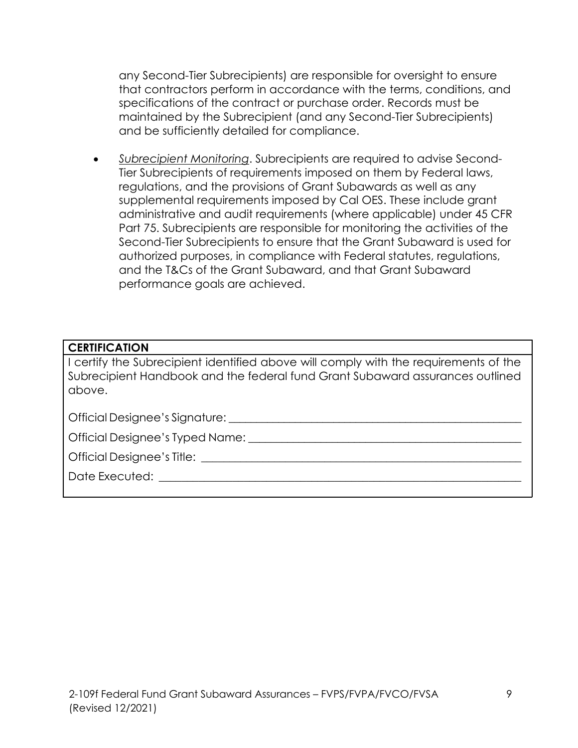any Second-Tier Subrecipients) are responsible for oversight to ensure that contractors perform in accordance with the terms, conditions, and specifications of the contract or purchase order. Records must be maintained by the Subrecipient (and any Second-Tier Subrecipients) and be sufficiently detailed for compliance.

- *Subrecipient Monitoring*. Subrecipients are required to advise Second-Tier Subrecipients of requirements imposed on them by Federal laws, regulations, and the provisions of Grant Subawards as well as any supplemental requirements imposed by Cal OES. These include grant administrative and audit requirements (where applicable) under 45 CFR Part 75. Subrecipients are responsible for monitoring the activities of the Second-Tier Subrecipients to ensure that the Grant Subaward is used for authorized purposes, in compliance with Federal statutes, regulations, and the T&Cs of the Grant Subaward, and that Grant Subaward performance goals are achieved.

| **CERTIFICATION** |
| --- |
| I certify the Subrecipient identified above will comply with the requirements of the Subrecipient Handbook and the federal fund Grant Subaward assurances outlined above. |
| Official Designee's Signature: ______________________________ |
| Official Designee's Typed Name: ______________________________ |
| Official Designee's Title: ______________________________ |
| Date Executed: ______________________________ |

2-109f Federal Fund Grant Subaward Assurances – FVPS/FVPA/FVCO/FVSA
(Revised 12/2021)